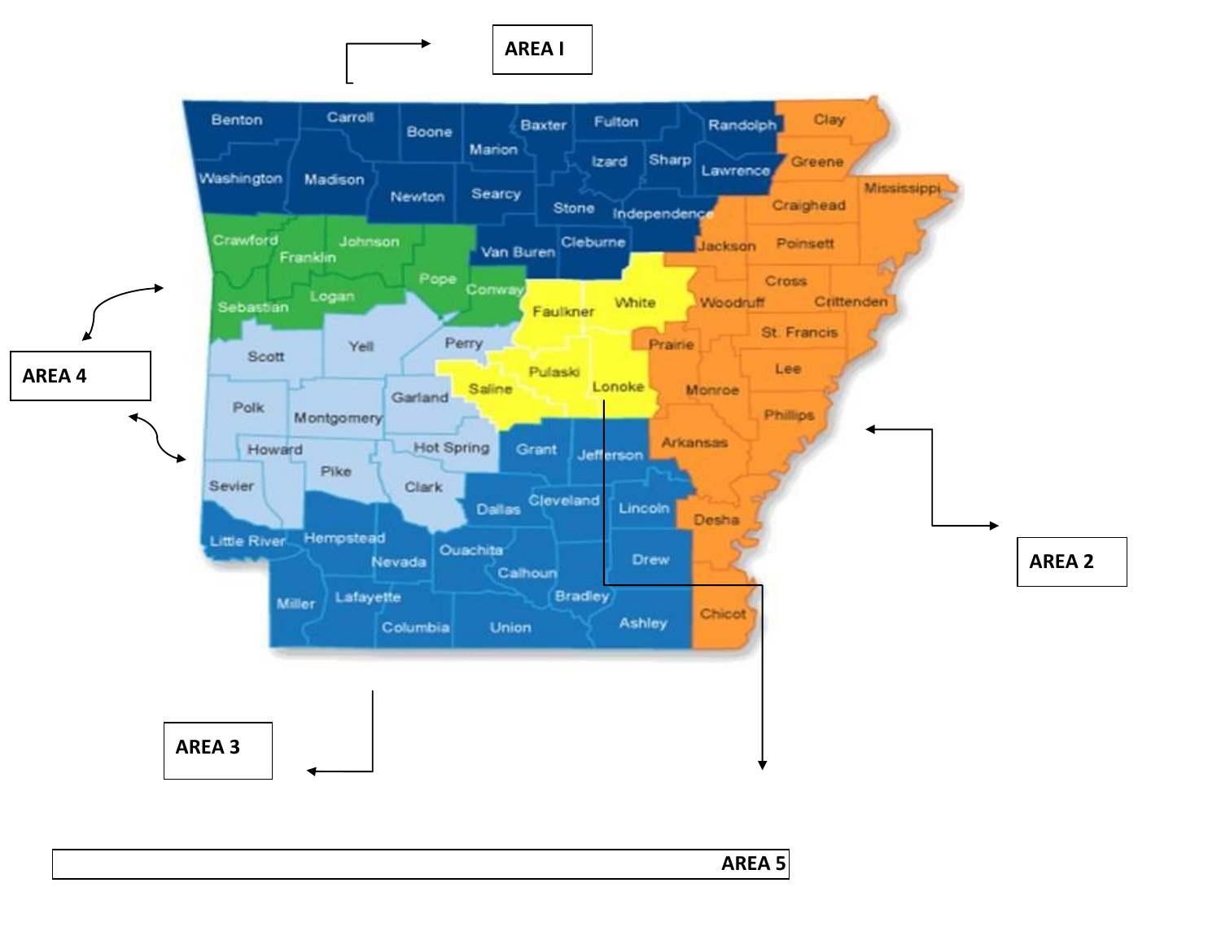AREA I

AREA 4

AREA 2

AREA 3

AREA 5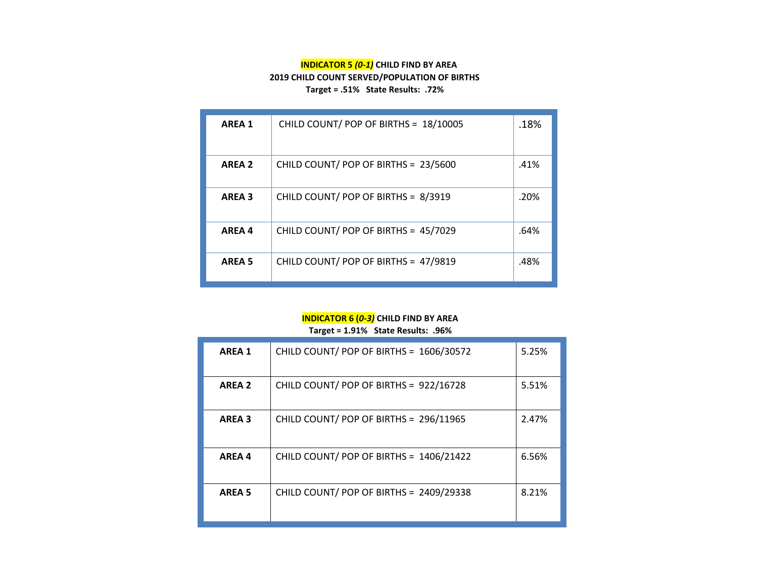**INDICATOR 5 *(0-1)* CHILD FIND BY AREA**
**2019 CHILD COUNT SERVED/POPULATION OF BIRTHS**
**Target = .51% State Results: .72%**

| | | |
|---|---|---|
| **AREA 1** | CHILD COUNT/ POP OF BIRTHS = 18/10005 | .18% |
| **AREA 2** | CHILD COUNT/ POP OF BIRTHS = 23/5600 | .41% |
| **AREA 3** | CHILD COUNT/ POP OF BIRTHS = 8/3919 | .20% |
| **AREA 4** | CHILD COUNT/ POP OF BIRTHS = 45/7029 | .64% |
| **AREA 5** | CHILD COUNT/ POP OF BIRTHS = 47/9819 | .48% |

**INDICATOR 6 (*0-3)* CHILD FIND BY AREA**
**Target = 1.91% State Results: .96%**

| | | |
|---|---|---|
| **AREA 1** | CHILD COUNT/ POP OF BIRTHS = 1606/30572 | 5.25% |
| **AREA 2** | CHILD COUNT/ POP OF BIRTHS = 922/16728 | 5.51% |
| **AREA 3** | CHILD COUNT/ POP OF BIRTHS = 296/11965 | 2.47% |
| **AREA 4** | CHILD COUNT/ POP OF BIRTHS = 1406/21422 | 6.56% |
| **AREA 5** | CHILD COUNT/ POP OF BIRTHS = 2409/29338 | 8.21% |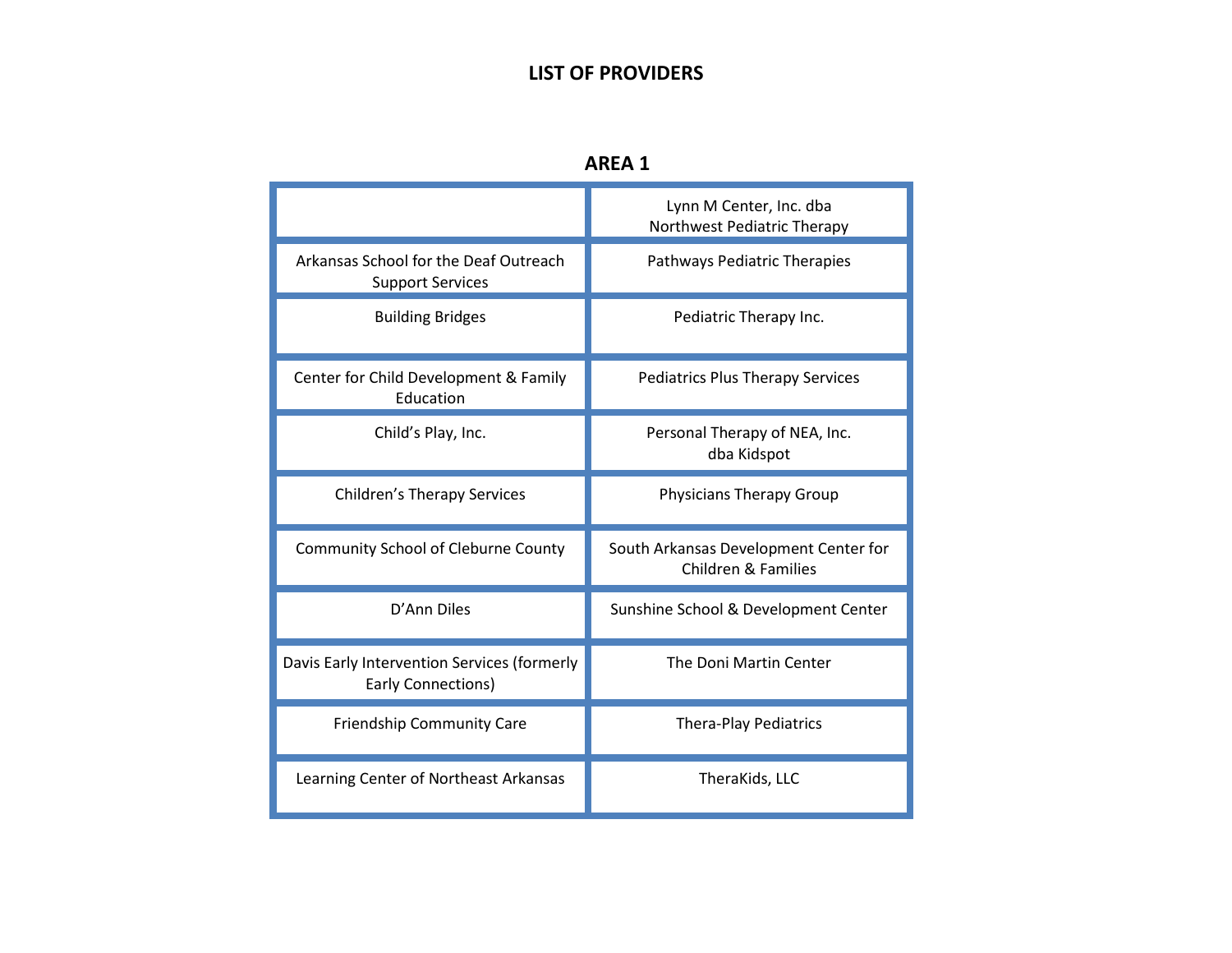# LIST OF PROVIDERS

## AREA 1

| | |
|---|---|
| | Lynn M Center, Inc. dba Northwest Pediatric Therapy |
| Arkansas School for the Deaf Outreach Support Services | Pathways Pediatric Therapies |
| Building Bridges | Pediatric Therapy Inc. |
| Center for Child Development & Family Education | Pediatrics Plus Therapy Services |
| Child's Play, Inc. | Personal Therapy of NEA, Inc. dba Kidspot |
| Children's Therapy Services | Physicians Therapy Group |
| Community School of Cleburne County | South Arkansas Development Center for Children & Families |
| D'Ann Diles | Sunshine School & Development Center |
| Davis Early Intervention Services (formerly Early Connections) | The Doni Martin Center |
| Friendship Community Care | Thera-Play Pediatrics |
| Learning Center of Northeast Arkansas | TheraKids, LLC |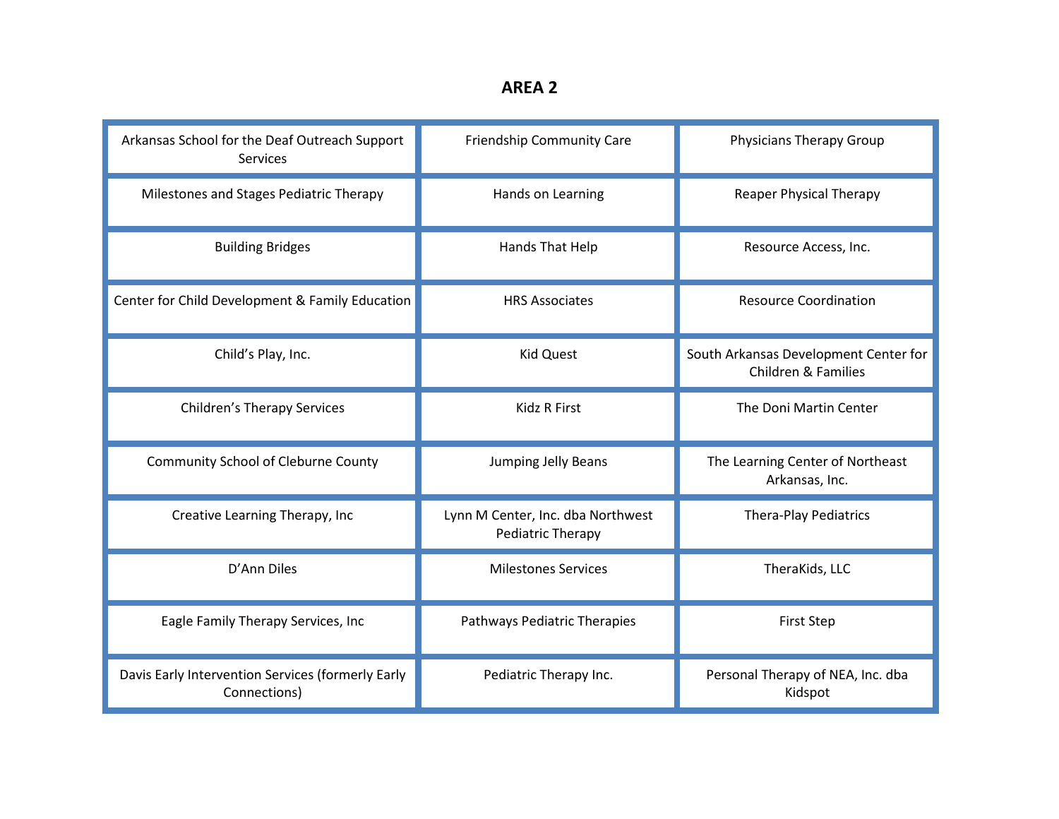## AREA 2

| Arkansas School for the Deaf Outreach Support Services | Friendship Community Care | Physicians Therapy Group |
|---|---|---|
| Milestones and Stages Pediatric Therapy | Hands on Learning | Reaper Physical Therapy |
| Building Bridges | Hands That Help | Resource Access, Inc. |
| Center for Child Development & Family Education | HRS Associates | Resource Coordination |
| Child's Play, Inc. | Kid Quest | South Arkansas Development Center for Children & Families |
| Children's Therapy Services | Kidz R First | The Doni Martin Center |
| Community School of Cleburne County | Jumping Jelly Beans | The Learning Center of Northeast Arkansas, Inc. |
| Creative Learning Therapy, Inc | Lynn M Center, Inc. dba Northwest Pediatric Therapy | Thera-Play Pediatrics |
| D'Ann Diles | Milestones Services | TheraKids, LLC |
| Eagle Family Therapy Services, Inc | Pathways Pediatric Therapies | First Step |
| Davis Early Intervention Services (formerly Early Connections) | Pediatric Therapy Inc. | Personal Therapy of NEA, Inc. dba Kidspot |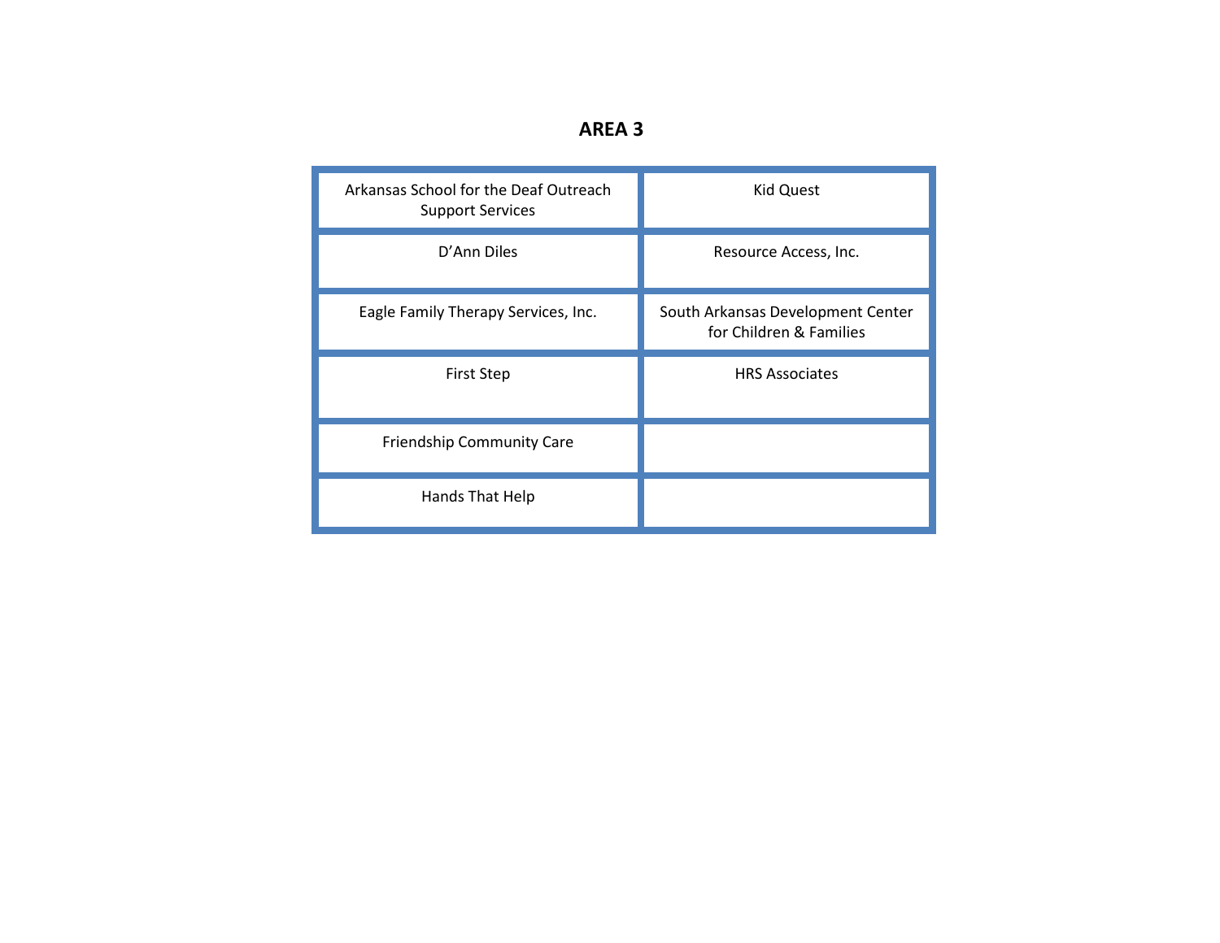# AREA 3

| | |
|---|---|
| Arkansas School for the Deaf Outreach Support Services | Kid Quest |
| D'Ann Diles | Resource Access, Inc. |
| Eagle Family Therapy Services, Inc. | South Arkansas Development Center for Children & Families |
| First Step | HRS Associates |
| Friendship Community Care | |
| Hands That Help | |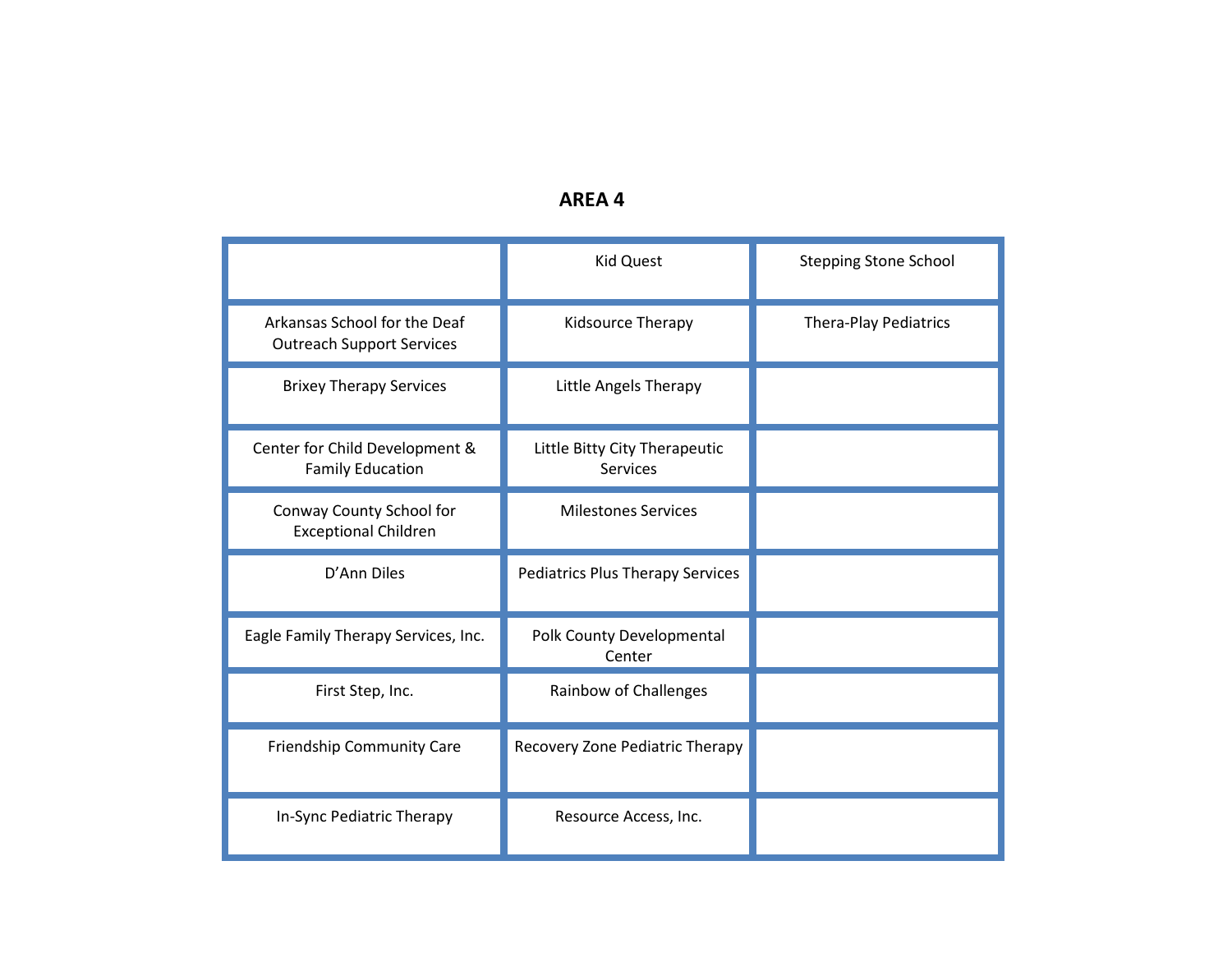## AREA 4

| | | |
|---|---|---|
| | Kid Quest | Stepping Stone School |
| Arkansas School for the Deaf Outreach Support Services | Kidsource Therapy | Thera-Play Pediatrics |
| Brixey Therapy Services | Little Angels Therapy | |
| Center for Child Development & Family Education | Little Bitty City Therapeutic Services | |
| Conway County School for Exceptional Children | Milestones Services | |
| D'Ann Diles | Pediatrics Plus Therapy Services | |
| Eagle Family Therapy Services, Inc. | Polk County Developmental Center | |
| First Step, Inc. | Rainbow of Challenges | |
| Friendship Community Care | Recovery Zone Pediatric Therapy | |
| In-Sync Pediatric Therapy | Resource Access, Inc. | |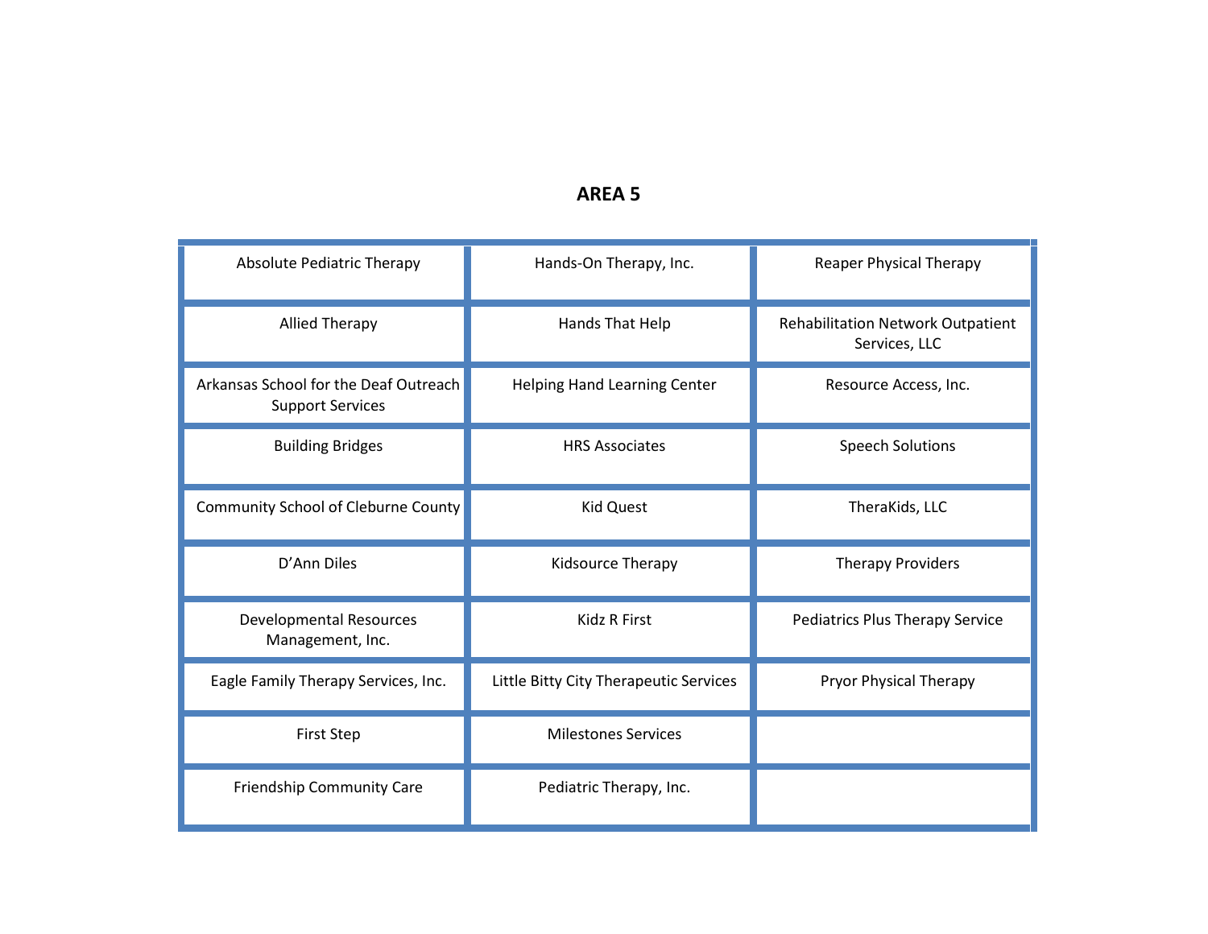**AREA 5**

| | | |
|---|---|---|
| Absolute Pediatric Therapy | Hands-On Therapy, Inc. | Reaper Physical Therapy |
| Allied Therapy | Hands That Help | Rehabilitation Network Outpatient Services, LLC |
| Arkansas School for the Deaf Outreach Support Services | Helping Hand Learning Center | Resource Access, Inc. |
| Building Bridges | HRS Associates | Speech Solutions |
| Community School of Cleburne County | Kid Quest | TheraKids, LLC |
| D'Ann Diles | Kidsource Therapy | Therapy Providers |
| Developmental Resources Management, Inc. | Kidz R First | Pediatrics Plus Therapy Service |
| Eagle Family Therapy Services, Inc. | Little Bitty City Therapeutic Services | Pryor Physical Therapy |
| First Step | Milestones Services | |
| Friendship Community Care | Pediatric Therapy, Inc. | |